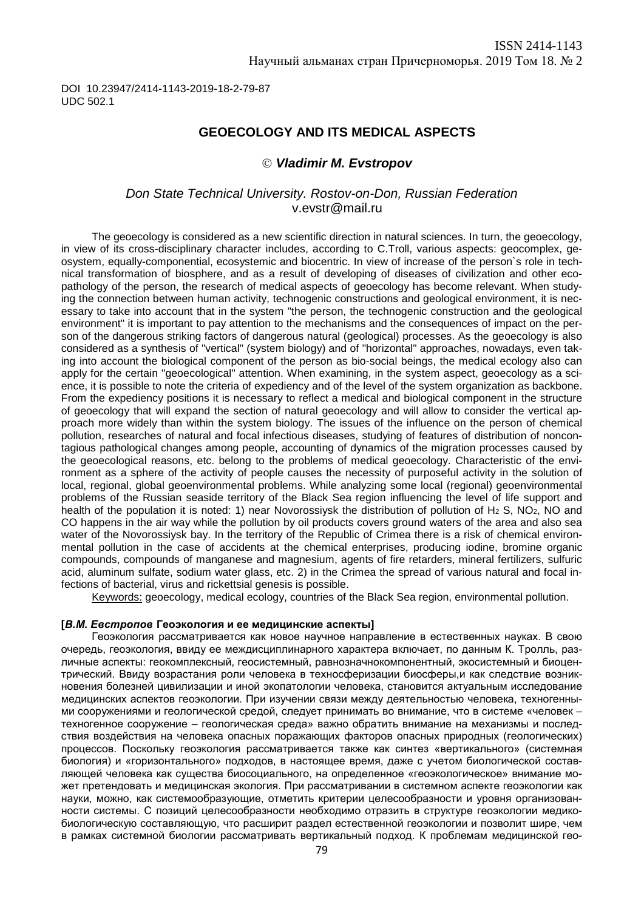DOI 10.23947/2414-1143-2019-18-2-79-87
UDC 502.1

# GEOECOLOGY AND ITS MEDICAL ASPECTS

© ***Vladimir M. Evstropov***

*Don State Technical University. Rostov-on-Don, Russian Federation*
v.evstr@mail.ru

The geoecology is considered as a new scientific direction in natural sciences. In turn, the geoecology, in view of its cross-disciplinary character includes, according to C.Troll, various aspects: geocomplex, geosystem, equally-componential, ecosystemic and biocentric. In view of increase of the person`s role in technical transformation of biosphere, and as a result of developing of diseases of civilization and other ecopathology of the person, the research of medical aspects of geoecology has become relevant. When studying the connection between human activity, technogenic constructions and geological environment, it is necessary to take into account that in the system "the person, the technogenic construction and the geological environment" it is important to pay attention to the mechanisms and the consequences of impact on the person of the dangerous striking factors of dangerous natural (geological) processes. As the geoecology is also considered as a synthesis of "vertical" (system biology) and of "horizontal" approaches, nowadays, even taking into account the biological component of the person as bio-social beings, the medical ecology also can apply for the certain "geoecological" attention. When examining, in the system aspect, geoecology as a science, it is possible to note the criteria of expediency and of the level of the system organization as backbone. From the expediency positions it is necessary to reflect a medical and biological component in the structure of geoecology that will expand the section of natural geoecology and will allow to consider the vertical approach more widely than within the system biology. The issues of the influence on the person of chemical pollution, researches of natural and focal infectious diseases, studying of features of distribution of noncontagious pathological changes among people, accounting of dynamics of the migration processes caused by the geoecological reasons, etc. belong to the problems of medical geoecology. Characteristic of the environment as a sphere of the activity of people causes the necessity of purposeful activity in the solution of local, regional, global geoenvironmental problems. While analyzing some local (regional) geoenvironmental problems of the Russian seaside territory of the Black Sea region influencing the level of life support and health of the population it is noted: 1) near Novorossiysk the distribution of pollution of $H_2S$, $NO_2$, NO and CO happens in the air way while the pollution by oil products covers ground waters of the area and also sea water of the Novorossiysk bay. In the territory of the Republic of Crimea there is a risk of chemical environmental pollution in the case of accidents at the chemical enterprises, producing iodine, bromine organic compounds, compounds of manganese and magnesium, agents of fire retarders, mineral fertilizers, sulfuric acid, aluminum sulfate, sodium water glass, etc. 2) in the Crimea the spread of various natural and focal infections of bacterial, virus and rickettsial genesis is possible.

Keywords: geoecology, medical ecology, countries of the Black Sea region, environmental pollution.

**[*В.М. Евстропов* Геоэкология и ее медицинские аспекты]**

Геоэкология рассматривается как новое научное направление в естественных науках. В свою очередь, геоэкология, ввиду ее междисциплинарного характера включает, по данным К. Тролль, различные аспекты: геокомплексный, геосистемный, равнозначнокомпонентный, экосистемный и биоцентрический. Ввиду возрастания роли человека в техносферизации биосферы,и как следствие возникновения болезней цивилизации и иной экопатологии человека, становится актуальным исследование медицинских аспектов геоэкологии. При изучении связи между деятельностью человека, техногенными сооружениями и геологической средой, следует принимать во внимание, что в системе «человек – техногенное сооружение – геологическая среда» важно обратить внимание на механизмы и последствия воздействия на человека опасных поражающих факторов опасных природных (геологических) процессов. Поскольку геоэкология рассматривается также как синтез «вертикального» (системная биология) и «горизонтального» подходов, в настоящее время, даже с учетом биологической составляющей человека как существа биосоциального, на определенное «геоэкологическое» внимание может претендовать и медицинская экология. При рассматривании в системном аспекте геоэкологии как науки, можно, как системообразующие, отметить критерии целесообразности и уровня организованности системы. С позиций целесообразности необходимо отразить в структуре геоэкологии медико-биологическую составляющую, что расширит раздел естественной геоэкологии и позволит шире, чем в рамках системной биологии рассматривать вертикальный подход. К проблемам медицинской гео-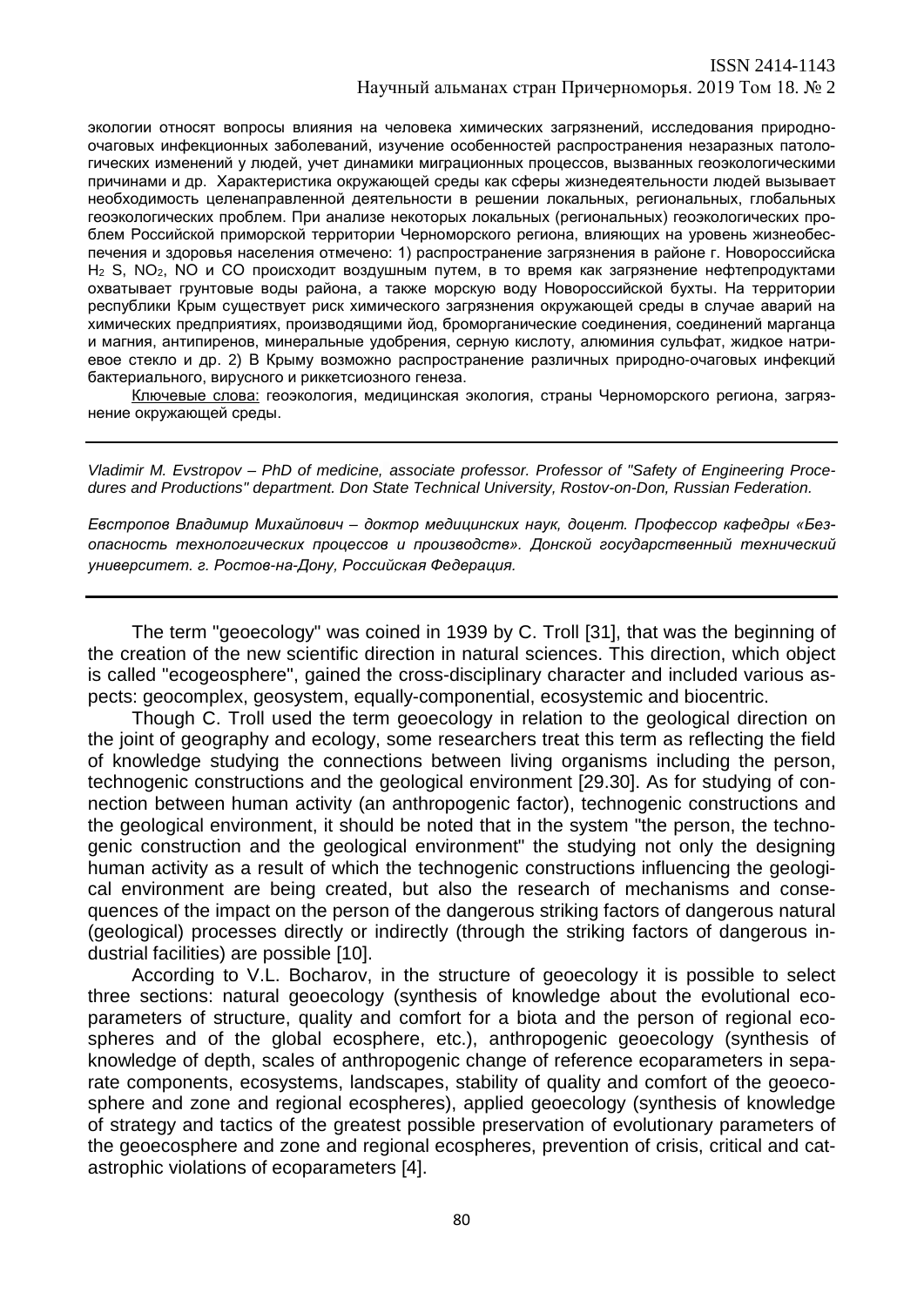экологии относят вопросы влияния на человека химических загрязнений, исследования природно-очаговых инфекционных заболеваний, изучение особенностей распространения незаразных патологических изменений у людей, учет динамики миграционных процессов, вызванных геоэкологическими причинами и др. Характеристика окружающей среды как сферы жизнедеятельности людей вызывает необходимость целенаправленной деятельности в решении локальных, региональных, глобальных геоэкологических проблем. При анализе некоторых локальных (региональных) геоэкологических проблем Российской приморской территории Черноморского региона, влияющих на уровень жизнеобеспечения и здоровья населения отмечено: 1) распространение загрязнения в районе г. Новороссийска $H_2S$, $NO_2$, NO и CO происходит воздушным путем, в то время как загрязнение нефтепродуктами охватывает грунтовые воды района, а также морскую воду Новороссийской бухты. На территории республики Крым существует риск химического загрязнения окружающей среды в случае аварий на химических предприятиях, производящими йод, броморганические соединения, соединений марганца и магния, антипиренов, минеральные удобрения, серную кислоту, алюминия сульфат, жидкое натриевое стекло и др. 2) В Крыму возможно распространение различных природно-очаговых инфекций бактериального, вирусного и риккетсиозного генеза.

Ключевые слова: геоэкология, медицинская экология, страны Черноморского региона, загрязнение окружающей среды.

---

*Vladimir M. Evstropov – PhD of medicine, associate professor. Professor of "Safety of Engineering Procedures and Productions" department. Don State Technical University, Rostov-on-Don, Russian Federation.*

*Евстропов Владимир Михайлович – доктор медицинских наук, доцент. Профессор кафедры «Безопасность технологических процессов и производств». Донской государственный технический университет. г. Ростов-на-Дону, Российская Федерация.*

---

The term "geoecology" was coined in 1939 by C. Troll [31], that was the beginning of the creation of the new scientific direction in natural sciences. This direction, which object is called "ecogeosphere", gained the cross-disciplinary character and included various aspects: geocomplex, geosystem, equally-componential, ecosystemic and biocentric.

Though C. Troll used the term geoecology in relation to the geological direction on the joint of geography and ecology, some researchers treat this term as reflecting the field of knowledge studying the connections between living organisms including the person, technogenic constructions and the geological environment [29.30]. As for studying of connection between human activity (an anthropogenic factor), technogenic constructions and the geological environment, it should be noted that in the system "the person, the technogenic construction and the geological environment" the studying not only the designing human activity as a result of which the technogenic constructions influencing the geological environment are being created, but also the research of mechanisms and consequences of the impact on the person of the dangerous striking factors of dangerous natural (geological) processes directly or indirectly (through the striking factors of dangerous industrial facilities) are possible [10].

According to V.L. Bocharov, in the structure of geoecology it is possible to select three sections: natural geoecology (synthesis of knowledge about the evolutional ecoparameters of structure, quality and comfort for a biota and the person of regional ecospheres and of the global ecosphere, etc.), anthropogenic geoecology (synthesis of knowledge of depth, scales of anthropogenic change of reference ecoparameters in separate components, ecosystems, landscapes, stability of quality and comfort of the geoecosphere and zone and regional ecospheres), applied geoecology (synthesis of knowledge of strategy and tactics of the greatest possible preservation of evolutionary parameters of the geoecosphere and zone and regional ecospheres, prevention of crisis, critical and catastrophic violations of ecoparameters [4].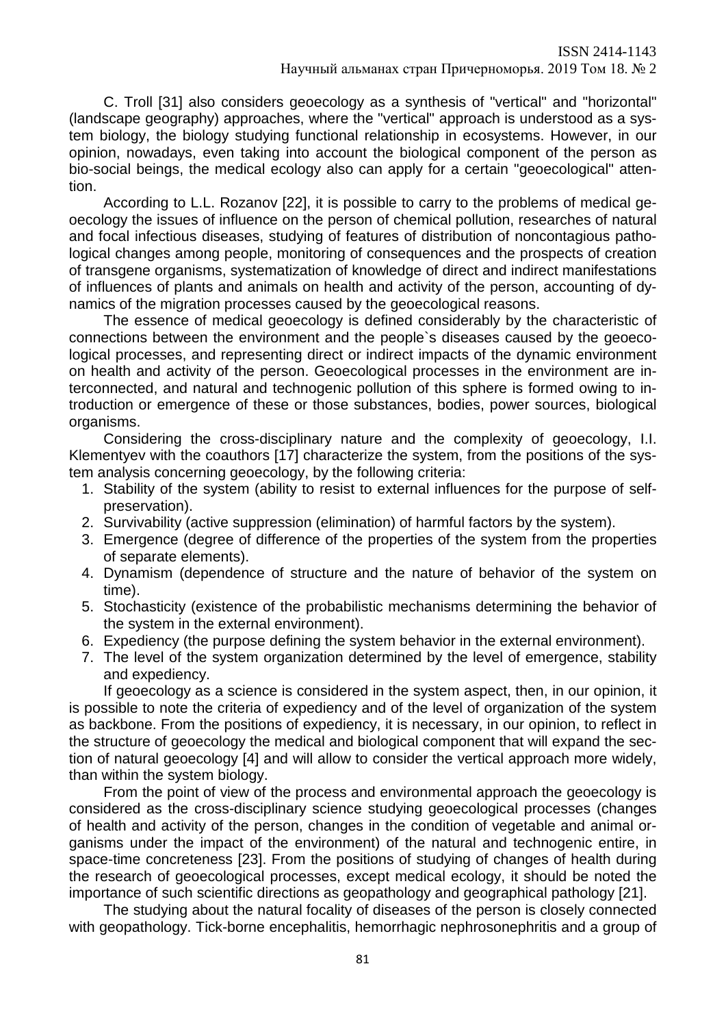C. Troll [31] also considers geoecology as a synthesis of "vertical" and "horizontal" (landscape geography) approaches, where the "vertical" approach is understood as a system biology, the biology studying functional relationship in ecosystems. However, in our opinion, nowadays, even taking into account the biological component of the person as bio-social beings, the medical ecology also can apply for a certain "geoecological" attention.

According to L.L. Rozanov [22], it is possible to carry to the problems of medical geoecology the issues of influence on the person of chemical pollution, researches of natural and focal infectious diseases, studying of features of distribution of noncontagious pathological changes among people, monitoring of consequences and the prospects of creation of transgene organisms, systematization of knowledge of direct and indirect manifestations of influences of plants and animals on health and activity of the person, accounting of dynamics of the migration processes caused by the geoecological reasons.

The essence of medical geoecology is defined considerably by the characteristic of connections between the environment and the people`s diseases caused by the geoecological processes, and representing direct or indirect impacts of the dynamic environment on health and activity of the person. Geoecological processes in the environment are interconnected, and natural and technogenic pollution of this sphere is formed owing to introduction or emergence of these or those substances, bodies, power sources, biological organisms.

Considering the cross-disciplinary nature and the complexity of geoecology, I.I. Klementyev with the coauthors [17] characterize the system, from the positions of the system analysis concerning geoecology, by the following criteria:

1. Stability of the system (ability to resist to external influences for the purpose of self-preservation).
2. Survivability (active suppression (elimination) of harmful factors by the system).
3. Emergence (degree of difference of the properties of the system from the properties of separate elements).
4. Dynamism (dependence of structure and the nature of behavior of the system on time).
5. Stochasticity (existence of the probabilistic mechanisms determining the behavior of the system in the external environment).
6. Expediency (the purpose defining the system behavior in the external environment).
7. The level of the system organization determined by the level of emergence, stability and expediency.

If geoecology as a science is considered in the system aspect, then, in our opinion, it is possible to note the criteria of expediency and of the level of organization of the system as backbone. From the positions of expediency, it is necessary, in our opinion, to reflect in the structure of geoecology the medical and biological component that will expand the section of natural geoecology [4] and will allow to consider the vertical approach more widely, than within the system biology.

From the point of view of the process and environmental approach the geoecology is considered as the cross-disciplinary science studying geoecological processes (changes of health and activity of the person, changes in the condition of vegetable and animal organisms under the impact of the environment) of the natural and technogenic entire, in space-time concreteness [23]. From the positions of studying of changes of health during the research of geoecological processes, except medical ecology, it should be noted the importance of such scientific directions as geopathology and geographical pathology [21].

The studying about the natural focality of diseases of the person is closely connected with geopathology. Tick-borne encephalitis, hemorrhagic nephrosonephritis and a group of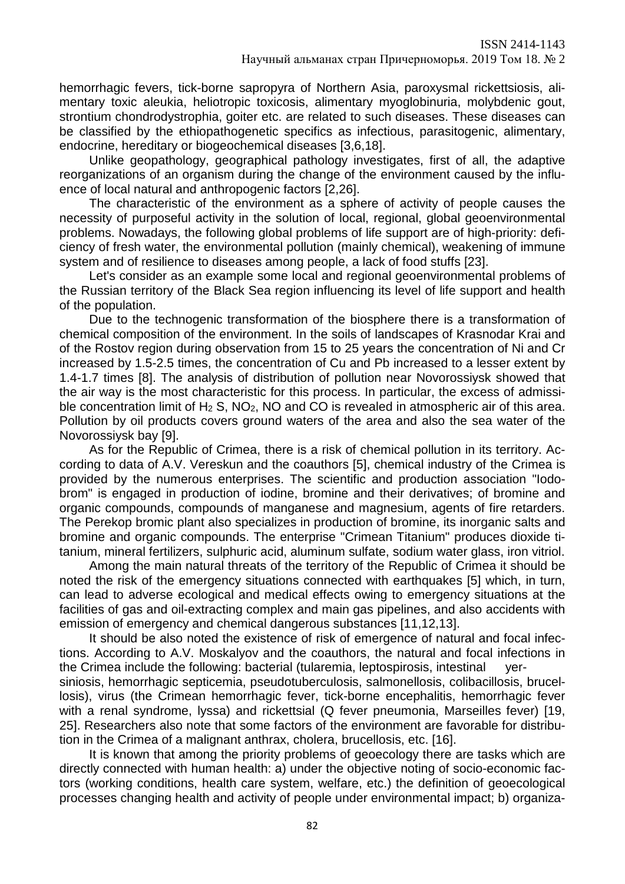hemorrhagic fevers, tick-borne sapropyra of Northern Asia, paroxysmal rickettsiosis, alimentary toxic aleukia, heliotropic toxicosis, alimentary myoglobinuria, molybdenic gout, strontium chondrodystrophia, goiter etc. are related to such diseases. These diseases can be classified by the ethiopathogenetic specifics as infectious, parasitogenic, alimentary, endocrine, hereditary or biogeochemical diseases [3,6,18].

Unlike geopathology, geographical pathology investigates, first of all, the adaptive reorganizations of an organism during the change of the environment caused by the influence of local natural and anthropogenic factors [2,26].

The characteristic of the environment as a sphere of activity of people causes the necessity of purposeful activity in the solution of local, regional, global geoenvironmental problems. Nowadays, the following global problems of life support are of high-priority: deficiency of fresh water, the environmental pollution (mainly chemical), weakening of immune system and of resilience to diseases among people, a lack of food stuffs [23].

Let's consider as an example some local and regional geoenvironmental problems of the Russian territory of the Black Sea region influencing its level of life support and health of the population.

Due to the technogenic transformation of the biosphere there is a transformation of chemical composition of the environment. In the soils of landscapes of Krasnodar Krai and of the Rostov region during observation from 15 to 25 years the concentration of Ni and Cr increased by 1.5-2.5 times, the concentration of Cu and Pb increased to a lesser extent by 1.4-1.7 times [8]. The analysis of distribution of pollution near Novorossiysk showed that the air way is the most characteristic for this process. In particular, the excess of admissible concentration limit of $H_2S$, $NO_2$, NO and CO is revealed in atmospheric air of this area. Pollution by oil products covers ground waters of the area and also the sea water of the Novorossiysk bay [9].

As for the Republic of Crimea, there is a risk of chemical pollution in its territory. According to data of A.V. Vereskun and the coauthors [5], chemical industry of the Crimea is provided by the numerous enterprises. The scientific and production association "Iodobrom" is engaged in production of iodine, bromine and their derivatives; of bromine and organic compounds, compounds of manganese and magnesium, agents of fire retarders. The Perekop bromic plant also specializes in production of bromine, its inorganic salts and bromine and organic compounds. The enterprise "Crimean Titanium" produces dioxide titanium, mineral fertilizers, sulphuric acid, aluminum sulfate, sodium water glass, iron vitriol.

Among the main natural threats of the territory of the Republic of Crimea it should be noted the risk of the emergency situations connected with earthquakes [5] which, in turn, can lead to adverse ecological and medical effects owing to emergency situations at the facilities of gas and oil-extracting complex and main gas pipelines, and also accidents with emission of emergency and chemical dangerous substances [11,12,13].

It should be also noted the existence of risk of emergence of natural and focal infections. According to A.V. Moskalyov and the coauthors, the natural and focal infections in the Crimea include the following: bacterial (tularemia, leptospirosis, intestinal yersiniosis, hemorrhagic septicemia, pseudotuberculosis, salmonellosis, colibacillosis, brucellosis), virus (the Crimean hemorrhagic fever, tick-borne encephalitis, hemorrhagic fever with a renal syndrome, lyssa) and rickettsial (Q fever pneumonia, Marseilles fever) [19, 25]. Researchers also note that some factors of the environment are favorable for distribution in the Crimea of a malignant anthrax, cholera, brucellosis, etc. [16].

It is known that among the priority problems of geoecology there are tasks which are directly connected with human health: a) under the objective noting of socio-economic factors (working conditions, health care system, welfare, etc.) the definition of geoecological processes changing health and activity of people under environmental impact; b) organiza-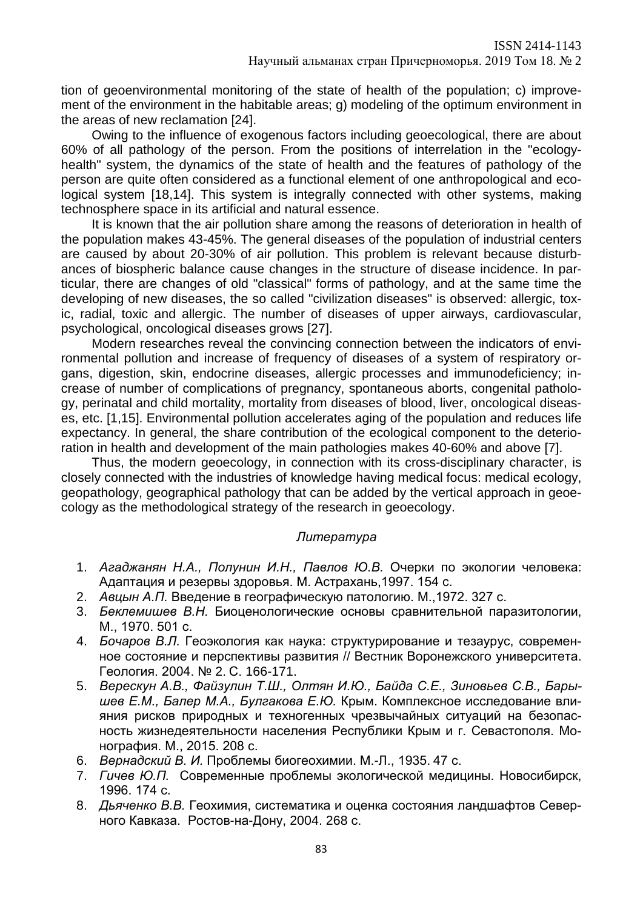tion of geoenvironmental monitoring of the state of health of the population; c) improvement of the environment in the habitable areas; g) modeling of the optimum environment in the areas of new reclamation [24].

Owing to the influence of exogenous factors including geoecological, there are about 60% of all pathology of the person. From the positions of interrelation in the "ecology-health" system, the dynamics of the state of health and the features of pathology of the person are quite often considered as a functional element of one anthropological and ecological system [18,14]. This system is integrally connected with other systems, making technosphere space in its artificial and natural essence.

It is known that the air pollution share among the reasons of deterioration in health of the population makes 43-45%. The general diseases of the population of industrial centers are caused by about 20-30% of air pollution. This problem is relevant because disturbances of biospheric balance cause changes in the structure of disease incidence. In particular, there are changes of old "classical" forms of pathology, and at the same time the developing of new diseases, the so called "civilization diseases" is observed: allergic, toxic, radial, toxic and allergic. The number of diseases of upper airways, cardiovascular, psychological, oncological diseases grows [27].

Modern researches reveal the convincing connection between the indicators of environmental pollution and increase of frequency of diseases of a system of respiratory organs, digestion, skin, endocrine diseases, allergic processes and immunodeficiency; increase of number of complications of pregnancy, spontaneous aborts, congenital pathology, perinatal and child mortality, mortality from diseases of blood, liver, oncological diseases, etc. [1,15]. Environmental pollution accelerates aging of the population and reduces life expectancy. In general, the share contribution of the ecological component to the deterioration in health and development of the main pathologies makes 40-60% and above [7].

Thus, the modern geoecology, in connection with its cross-disciplinary character, is closely connected with the industries of knowledge having medical focus: medical ecology, geopathology, geographical pathology that can be added by the vertical approach in geoecology as the methodological strategy of the research in geoecology.

### *Литература*

1. *Агаджанян Н.А., Полунин И.Н., Павлов Ю.В.* Очерки по экологии человека: Адаптация и резервы здоровья. М. Астрахань,1997. 154 с.
2. *Авцын А.П.* Введение в географическую патологию. М.,1972. 327 с.
3. *Беклемишев В.Н.* Биоценологические основы сравнительной паразитологии, М., 1970. 501 с.
4. *Бочаров В.Л.* Геоэкология как наука: структурирование и тезаурус, современное состояние и перспективы развития // Вестник Воронежского университета. Геология. 2004. № 2. С. 166-171.
5. *Верескун А.В., Файзулин Т.Ш., Олтян И.Ю., Байда С.Е., Зиновьев С.В., Барышев Е.М., Балер М.А., Булгакова Е.Ю.* Крым. Комплексное исследование влияния рисков природных и техногенных чрезвычайных ситуаций на безопасность жизнедеятельности населения Республики Крым и г. Севастополя. Монография. М., 2015. 208 с.
6. *Вернадский В. И.* Проблемы биогеохимии. М.-Л., 1935. 47 с.
7. *Гичев Ю.П.* Современные проблемы экологической медицины. Новосибирск, 1996. 174 с.
8. *Дьяченко В.В.* Геохимия, систематика и оценка состояния ландшафтов Северного Кавказа. Ростов-на-Дону, 2004. 268 с.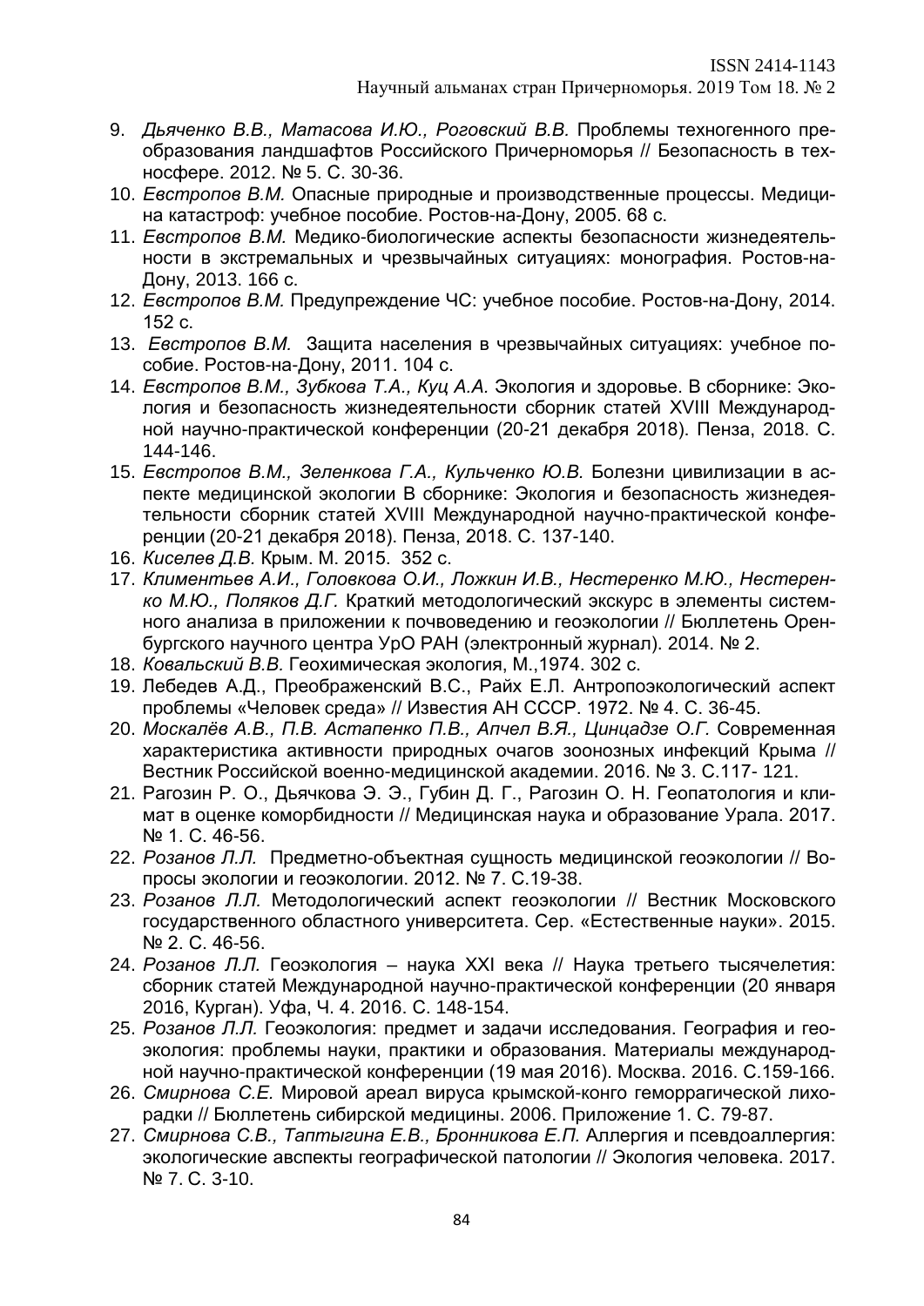9. *Дьяченко В.В., Матасова И.Ю., Роговский В.В.* Проблемы техногенного преобразования ландшафтов Российского Причерноморья // Безопасность в техносфере. 2012. № 5. С. 30-36.
10. *Евстропов В.М.* Опасные природные и производственные процессы. Медицина катастроф: учебное пособие. Ростов-на-Дону, 2005. 68 с.
11. *Евстропов В.М.* Медико-биологические аспекты безопасности жизнедеятельности в экстремальных и чрезвычайных ситуациях: монография. Ростов-на-Дону, 2013. 166 с.
12. *Евстропов В.М.* Предупреждение ЧС: учебное пособие. Ростов-на-Дону, 2014. 152 с.
13. *Евстропов В.М.* Защита населения в чрезвычайных ситуациях: учебное пособие. Ростов-на-Дону, 2011. 104 с.
14. *Евстропов В.М., Зубкова Т.А., Куц А.А.* Экология и здоровье. В сборнике: Экология и безопасность жизнедеятельности сборник статей XVIII Международной научно-практической конференции (20-21 декабря 2018). Пенза, 2018. С. 144-146.
15. *Евстропов В.М., Зеленкова Г.А., Кульченко Ю.В.* Болезни цивилизации в аспекте медицинской экологии В сборнике: Экология и безопасность жизнедеятельности сборник статей XVIII Международной научно-практической конференции (20-21 декабря 2018). Пенза, 2018. С. 137-140.
16. *Киселев Д.В.* Крым. М. 2015. 352 с.
17. *Климентьев А.И., Головкова О.И., Ложкин И.В., Нестеренко М.Ю., Нестеренко М.Ю., Поляков Д.Г.* Краткий методологический экскурс в элементы системного анализа в приложении к почвоведению и геоэкологии // Бюллетень Оренбургского научного центра УрО РАН (электронный журнал). 2014. № 2.
18. *Ковальский В.В.* Геохимическая экология, М.,1974. 302 с.
19. Лебедев А.Д., Преображенский В.С., Райх Е.Л. Антропоэкологический аспект проблемы «Человек среда» // Известия АН СССР. 1972. № 4. С. 36-45.
20. *Москалёв А.В., П.В. Астапенко П.В., Апчел В.Я., Цинцадзе О.Г.* Современная характеристика активности природных очагов зоонозных инфекций Крыма // Вестник Российской военно-медицинской академии. 2016. № 3. С.117- 121.
21. Рагозин Р. О., Дьячкова Э. Э., Губин Д. Г., Рагозин О. Н. Геопатология и климат в оценке коморбидности // Медицинская наука и образование Урала. 2017. № 1. С. 46-56.
22. *Розанов Л.Л.* Предметно-объектная сущность медицинской геоэкологии // Вопросы экологии и геоэкологии. 2012. № 7. С.19-38.
23. *Розанов Л.Л.* Методологический аспект геоэкологии // Вестник Московского государственного областного университета. Сер. «Естественные науки». 2015. № 2. С. 46-56.
24. *Розанов Л.Л.* Геоэкология – наука XXI века // Наука третьего тысячелетия: сборник статей Международной научно-практической конференции (20 января 2016, Курган). Уфа, Ч. 4. 2016. С. 148-154.
25. *Розанов Л.Л.* Геоэкология: предмет и задачи исследования. География и геоэкология: проблемы науки, практики и образования. Материалы международной научно-практической конференции (19 мая 2016). Москва. 2016. С.159-166.
26. *Смирнова С.Е.* Мировой ареал вируса крымской-конго геморрагической лихорадки // Бюллетень сибирской медицины. 2006. Приложение 1. С. 79-87.
27. *Смирнова С.В., Таптыгина Е.В., Бронникова Е.П.* Аллергия и псевдоаллергия: экологические авспекты географической патологии // Экология человека. 2017. № 7. С. 3-10.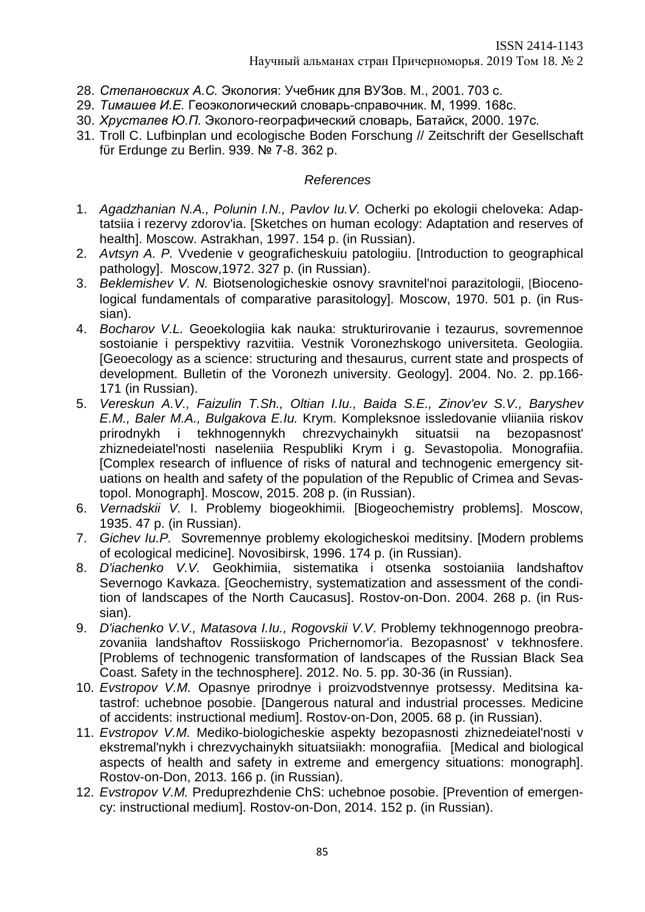28. *Степановских А.С.* Экология: Учебник для ВУЗов. М., 2001. 703 с.
29. *Тимашев И.Е.* Геоэкологический словарь-справочник. М, 1999. 168с.
30. *Хрусталев Ю.П.* Эколого-географический словарь, Батайск, 2000. 197с.
31. Troll C. Lufbinplan und ecologische Boden Forschung // Zeitschrift der Gesellschaft für Erdunge zu Berlin. 939. № 7-8. 362 p.

*References*

1. *Agadzhanian N.A., Polunin I.N., Pavlov Iu.V.* Ocherki po ekologii cheloveka: Adaptatsiia i rezervy zdorov'ia. [Sketches on human ecology: Adaptation and reserves of health]. Moscow. Astrakhan, 1997. 154 p. (in Russian).
2. *Avtsyn A. P.* Vvedenie v geograficheskuiu patologiiu. [Introduction to geographical pathology]. Moscow,1972. 327 p. (in Russian).
3. *Beklemishev V. N.* Biotsenologicheskie osnovy sravnitel'noi parazitologii, [Biocenological fundamentals of comparative parasitology]. Moscow, 1970. 501 p. (in Russian).
4. *Bocharov V.L.* Geoekologiia kak nauka: strukturirovanie i tezaurus, sovremennoe sostoianie i perspektivy razvitiia. Vestnik Voronezhskogo universiteta. Geologiia. [Geoecology as a science: structuring and thesaurus, current state and prospects of development. Bulletin of the Voronezh university. Geology]. 2004. No. 2. pp.166-171 (in Russian).
5. *Vereskun A.V., Faizulin T.Sh., Oltian I.Iu., Baida S.E., Zinov'ev S.V., Baryshev E.M., Baler M.A., Bulgakova E.Iu.* Krym. Kompleksnoe issledovanie vliianiia riskov prirodnykh i tekhnogennykh chrezvychainykh situatsii na bezopasnost' zhiznedeiatel'nosti naseleniia Respubliki Krym i g. Sevastopolia. Monografiia. [Complex research of influence of risks of natural and technogenic emergency situations on health and safety of the population of the Republic of Crimea and Sevastopol. Monograph]. Moscow, 2015. 208 p. (in Russian).
6. *Vernadskii V.* I. Problemy biogeokhimii. [Biogeochemistry problems]. Moscow, 1935. 47 p. (in Russian).
7. *Gichev Iu.P.* Sovremennye problemy ekologicheskoi meditsiny. [Modern problems of ecological medicine]. Novosibirsk, 1996. 174 p. (in Russian).
8. *D'iachenko V.V.* Geokhimiia, sistematika i otsenka sostoianiia landshaftov Severnogo Kavkaza. [Geochemistry, systematization and assessment of the condition of landscapes of the North Caucasus]. Rostov-on-Don. 2004. 268 p. (in Russian).
9. *D'iachenko V.V., Matasova I.Iu., Rogovskii V.V*. Problemy tekhnogennogo preobrazovaniia landshaftov Rossiiskogo Prichernomor'ia. Bezopasnost' v tekhnosfere. [Problems of technogenic transformation of landscapes of the Russian Black Sea Coast. Safety in the technosphere]. 2012. No. 5. pp. 30-36 (in Russian).
10. *Evstropov V.M.* Opasnye prirodnye i proizvodstvennye protsessy. Meditsina katastrof: uchebnoe posobie. [Dangerous natural and industrial processes. Medicine of accidents: instructional medium]. Rostov-on-Don, 2005. 68 p. (in Russian).
11. *Evstropov V.M.* Mediko-biologicheskie aspekty bezopasnosti zhiznedeiatel'nosti v ekstremal'nykh i chrezvychainykh situatsiiakh: monografiia. [Medical and biological aspects of health and safety in extreme and emergency situations: monograph]. Rostov-on-Don, 2013. 166 p. (in Russian).
12. *Evstropov V.M.* Preduprezhdenie ChS: uchebnoe posobie. [Prevention of emergency: instructional medium]. Rostov-on-Don, 2014. 152 p. (in Russian).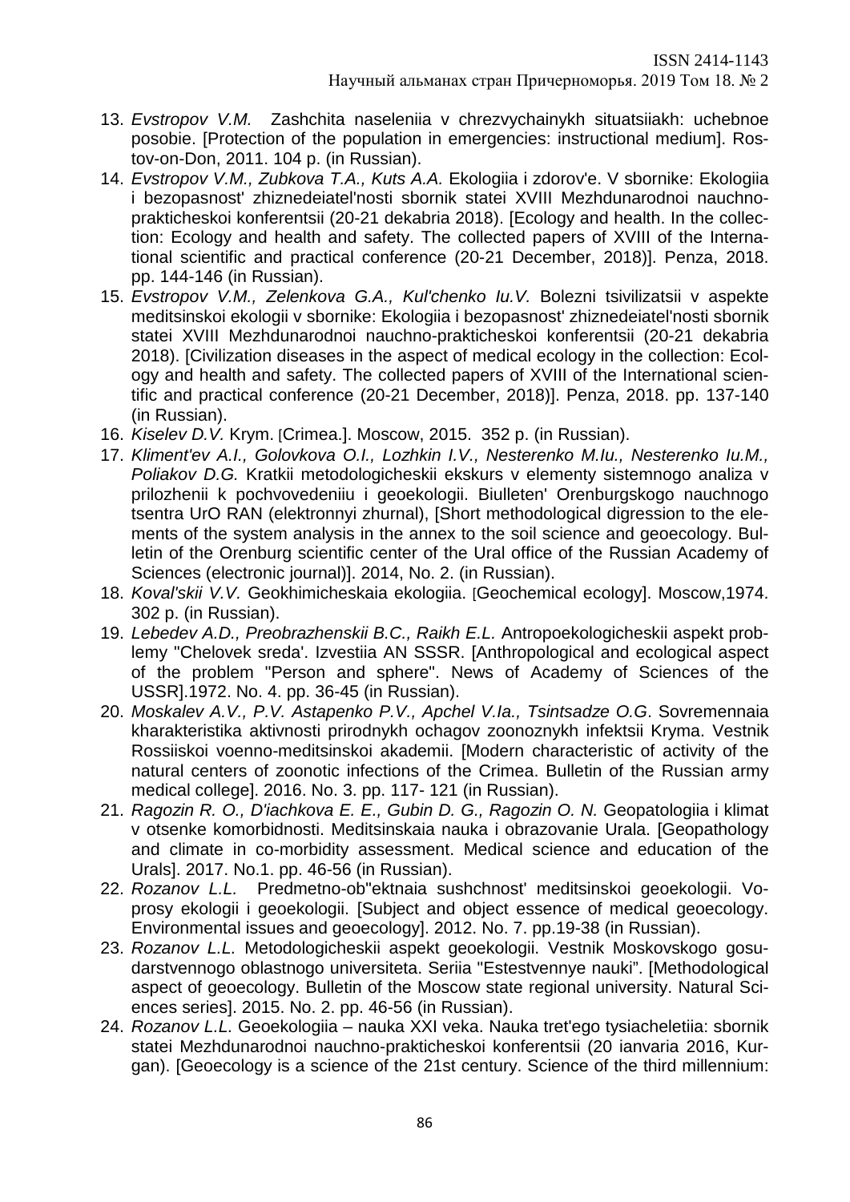13. *Evstropov V.M.* Zashchita naseleniia v chrezvychainykh situatsiiakh: uchebnoe posobie. [Protection of the population in emergencies: instructional medium]. Rostov-on-Don, 2011. 104 p. (in Russian).
14. *Evstropov V.M., Zubkova T.A., Kuts A.A.* Ekologiia i zdorov'e. V sbornike: Ekologiia i bezopasnost' zhiznedeiatel'nosti sbornik statei XVIII Mezhdunarodnoi nauchno-prakticheskoi konferentsii (20-21 dekabria 2018). [Ecology and health. In the collection: Ecology and health and safety. The collected papers of XVIII of the International scientific and practical conference (20-21 December, 2018)]. Penza, 2018. pp. 144-146 (in Russian).
15. *Evstropov V.M., Zelenkova G.A., Kul'chenko Iu.V.* Bolezni tsivilizatsii v aspekte meditsinskoi ekologii v sbornike: Ekologiia i bezopasnost' zhiznedeiatel'nosti sbornik statei XVIII Mezhdunarodnoi nauchno-prakticheskoi konferentsii (20-21 dekabria 2018). [Civilization diseases in the aspect of medical ecology in the collection: Ecology and health and safety. The collected papers of XVIII of the International scientific and practical conference (20-21 December, 2018)]. Penza, 2018. pp. 137-140 (in Russian).
16. *Kiselev D.V.* Krym. [Crimea.]. Moscow, 2015. 352 p. (in Russian).
17. *Kliment'ev A.I., Golovkova O.I., Lozhkin I.V., Nesterenko M.Iu., Nesterenko Iu.M., Poliakov D.G.* Kratkii metodologicheskii ekskurs v elementy sistemnogo analiza v prilozhenii k pochvovedeniiu i geoekologii. Biulleten' Orenburgskogo nauchnogo tsentra UrO RAN (elektronnyi zhurnal), [Short methodological digression to the elements of the system analysis in the annex to the soil science and geoecology. Bulletin of the Orenburg scientific center of the Ural office of the Russian Academy of Sciences (electronic journal)]. 2014, No. 2. (in Russian).
18. *Koval'skii V.V.* Geokhimicheskaia ekologiia. [Geochemical ecology]. Moscow,1974. 302 p. (in Russian).
19. *Lebedev A.D., Preobrazhenskii B.C., Raikh E.L.* Antropoekologicheskii aspekt problemy "Chelovek sreda'. Izvestiia AN SSSR. [Anthropological and ecological aspect of the problem "Person and sphere". News of Academy of Sciences of the USSR].1972. No. 4. pp. 36-45 (in Russian).
20. *Moskalev A.V., P.V. Astapenko P.V., Apchel V.Ia., Tsintsadze O.G*. Sovremennaia kharakteristika aktivnosti prirodnykh ochagov zoonoznykh infektsii Kryma. Vestnik Rossiiskoi voenno-meditsinskoi akademii. [Modern characteristic of activity of the natural centers of zoonotic infections of the Crimea. Bulletin of the Russian army medical college]. 2016. No. 3. pp. 117- 121 (in Russian).
21. *Ragozin R. O., D'iachkova E. E., Gubin D. G., Ragozin O. N.* Geopatologiia i klimat v otsenke komorbidnosti. Meditsinskaia nauka i obrazovanie Urala. [Geopathology and climate in co-morbidity assessment. Medical science and education of the Urals]. 2017. No.1. pp. 46-56 (in Russian).
22. *Rozanov L.L.* Predmetno-ob"ektnaia sushchnost' meditsinskoi geoekologii. Voprosy ekologii i geoekologii. [Subject and object essence of medical geoecology. Environmental issues and geoecology]. 2012. No. 7. pp.19-38 (in Russian).
23. *Rozanov L.L.* Metodologicheskii aspekt geoekologii. Vestnik Moskovskogo gosudarstvennogo oblastnogo universiteta. Seriia "Estestvennye nauki". [Methodological aspect of geoecology. Bulletin of the Moscow state regional university. Natural Sciences series]. 2015. No. 2. pp. 46-56 (in Russian).
24. *Rozanov L.L.* Geoekologiia – nauka XXI veka. Nauka tret'ego tysiacheletiia: sbornik statei Mezhdunarodnoi nauchno-prakticheskoi konferentsii (20 ianvaria 2016, Kurgan). [Geoecology is a science of the 21st century. Science of the third millennium: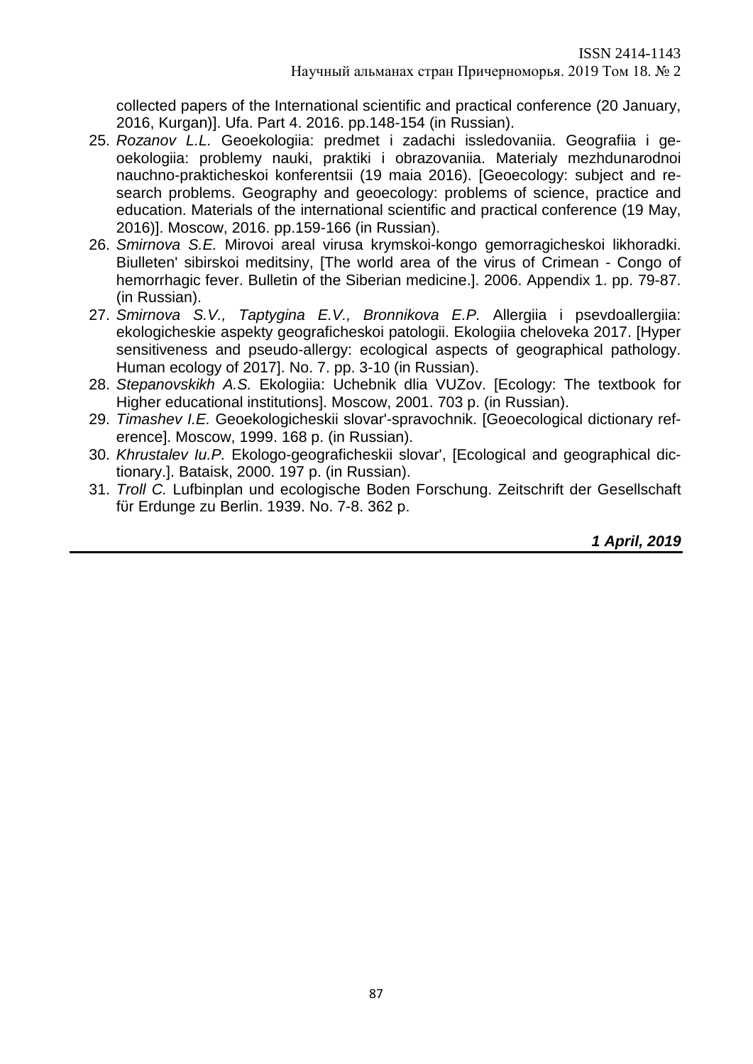collected papers of the International scientific and practical conference (20 January, 2016, Kurgan)]. Ufa. Part 4. 2016. pp.148-154 (in Russian).

25. *Rozanov L.L.* Geoekologiia: predmet i zadachi issledovaniia. Geografiia i geoekologiia: problemy nauki, praktiki i obrazovaniia. Materialy mezhdunarodnoi nauchno-prakticheskoi konferentsii (19 maia 2016). [Geoecology: subject and research problems. Geography and geoecology: problems of science, practice and education. Materials of the international scientific and practical conference (19 May, 2016)]. Moscow, 2016. pp.159-166 (in Russian).
26. *Smirnova S.E.* Mirovoi areal virusa krymskoi-kongo gemorragicheskoi likhoradki. Biulleten' sibirskoi meditsiny, [The world area of the virus of Crimean - Congo of hemorrhagic fever. Bulletin of the Siberian medicine.]. 2006. Appendix 1. pp. 79-87. (in Russian).
27. *Smirnova S.V., Taptygina E.V., Bronnikova E.P.* Allergiia i psevdoallergiia: ekologicheskie aspekty geograficheskoi patologii. Ekologiia cheloveka 2017. [Hyper sensitiveness and pseudo-allergy: ecological aspects of geographical pathology. Human ecology of 2017]. No. 7. pp. 3-10 (in Russian).
28. *Stepanovskikh A.S.* Ekologiia: Uchebnik dlia VUZov. [Ecology: The textbook for Higher educational institutions]. Moscow, 2001. 703 p. (in Russian).
29. *Timashev I.E.* Geoekologicheskii slovar'-spravochnik. [Geoecological dictionary reference]. Moscow, 1999. 168 p. (in Russian).
30. *Khrustalev Iu.P.* Ekologo-geograficheskii slovar', [Ecological and geographical dictionary.]. Bataisk, 2000. 197 p. (in Russian).
31. *Troll C.* Lufbinplan und ecologische Boden Forschung. Zeitschrift der Gesellschaft für Erdunge zu Berlin. 1939. No. 7-8. 362 p.

***1 April, 2019***